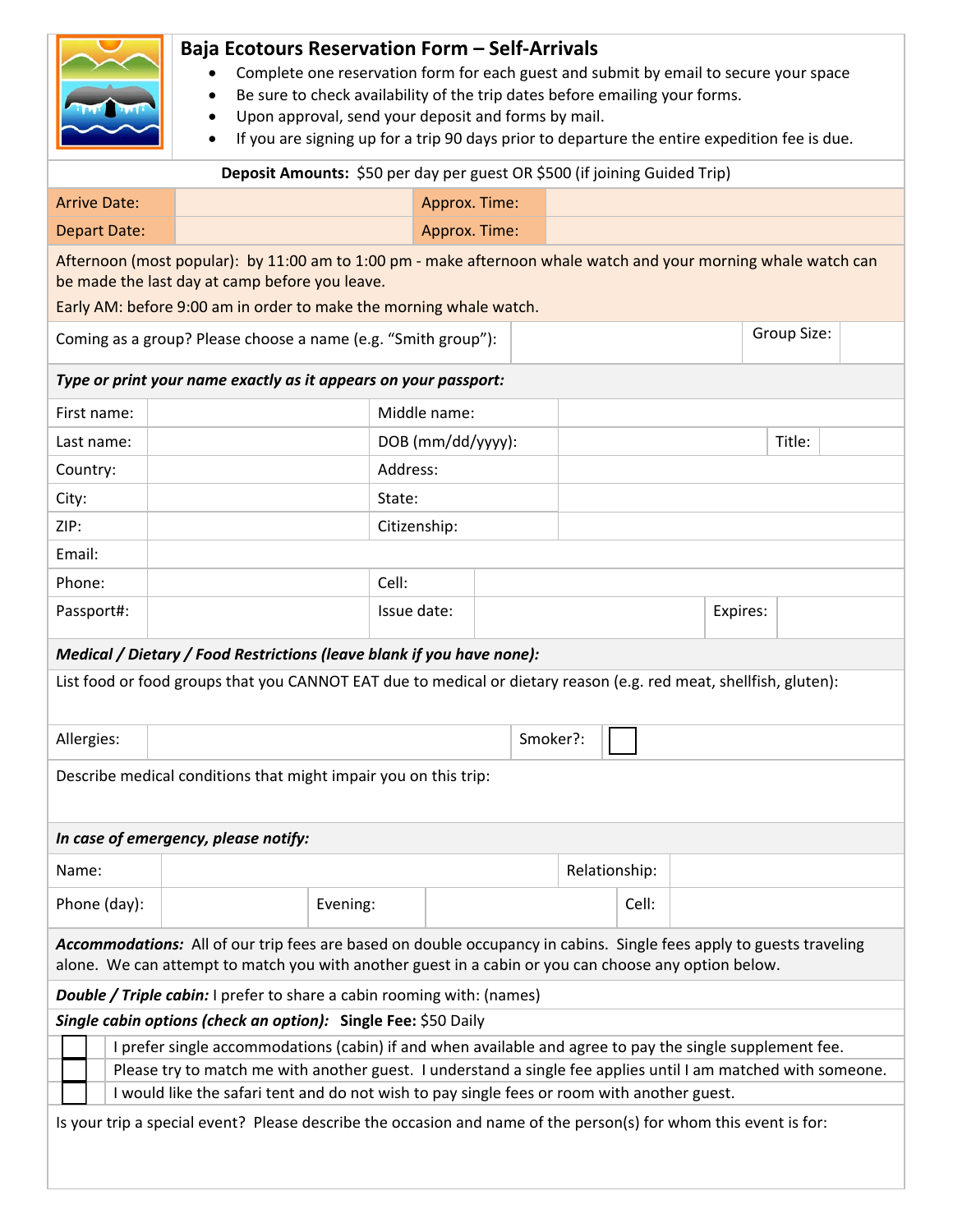# Baja Ecotours Reservation Form – Self-Arrivals

- Complete one reservation form for each guest and submit by email to secure your space
- Be sure to check availability of the trip dates before emailing your forms.
- Upon approval, send your deposit and forms by mail.
- If you are signing up for a trip 90 days prior to departure the entire expedition fee is due.

**Deposit Amounts:** $50 per day per guest OR $500 (if joining Guided Trip)

| Arrive Date: | | Approx. Time: | |
|---|---|---|---|
| Depart Date: | | Approx. Time: | |

Afternoon (most popular): by 11:00 am to 1:00 pm - make afternoon whale watch and your morning whale watch can be made the last day at camp before you leave.

Early AM: before 9:00 am in order to make the morning whale watch.

| Coming as a group? Please choose a name (e.g. "Smith group"): | | Group Size: | |
|---|---|---|---|

***Type or print your name exactly as it appears on your passport:***

| | | | | | |
|---|---|---|---|---|---|
| First name: | | Middle name: | | | |
| Last name: | | DOB (mm/dd/yyyy): | | Title: | |
| Country: | | Address: | | | |
| City: | | State: | | | |
| ZIP: | | Citizenship: | | | |
| Email: | | | | | |
| Phone: | | Cell: | | | |
| Passport#: | | Issue date: | | Expires: | |

***Medical / Dietary / Food Restrictions (leave blank if you have none):***

List food or food groups that you CANNOT EAT due to medical or dietary reason (e.g. red meat, shellfish, gluten):

| Allergies: | | Smoker?: | ☐ |
|---|---|---|---|

Describe medical conditions that might impair you on this trip:

***In case of emergency, please notify:***

| | | | | | |
|---|---|---|---|---|---|
| Name: | | | | Relationship: | |
| Phone (day): | | Evening: | | Cell: | |

***Accommodations:*** All of our trip fees are based on double occupancy in cabins. Single fees apply to guests traveling alone. We can attempt to match you with another guest in a cabin or you can choose any option below.

***Double / Triple cabin:*** I prefer to share a cabin rooming with: (names)

***Single cabin options (check an option):*** **Single Fee:** $50 Daily

- ☐ I prefer single accommodations (cabin) if and when available and agree to pay the single supplement fee.
- ☐ Please try to match me with another guest. I understand a single fee applies until I am matched with someone.
- ☐ I would like the safari tent and do not wish to pay single fees or room with another guest.

Is your trip a special event? Please describe the occasion and name of the person(s) for whom this event is for: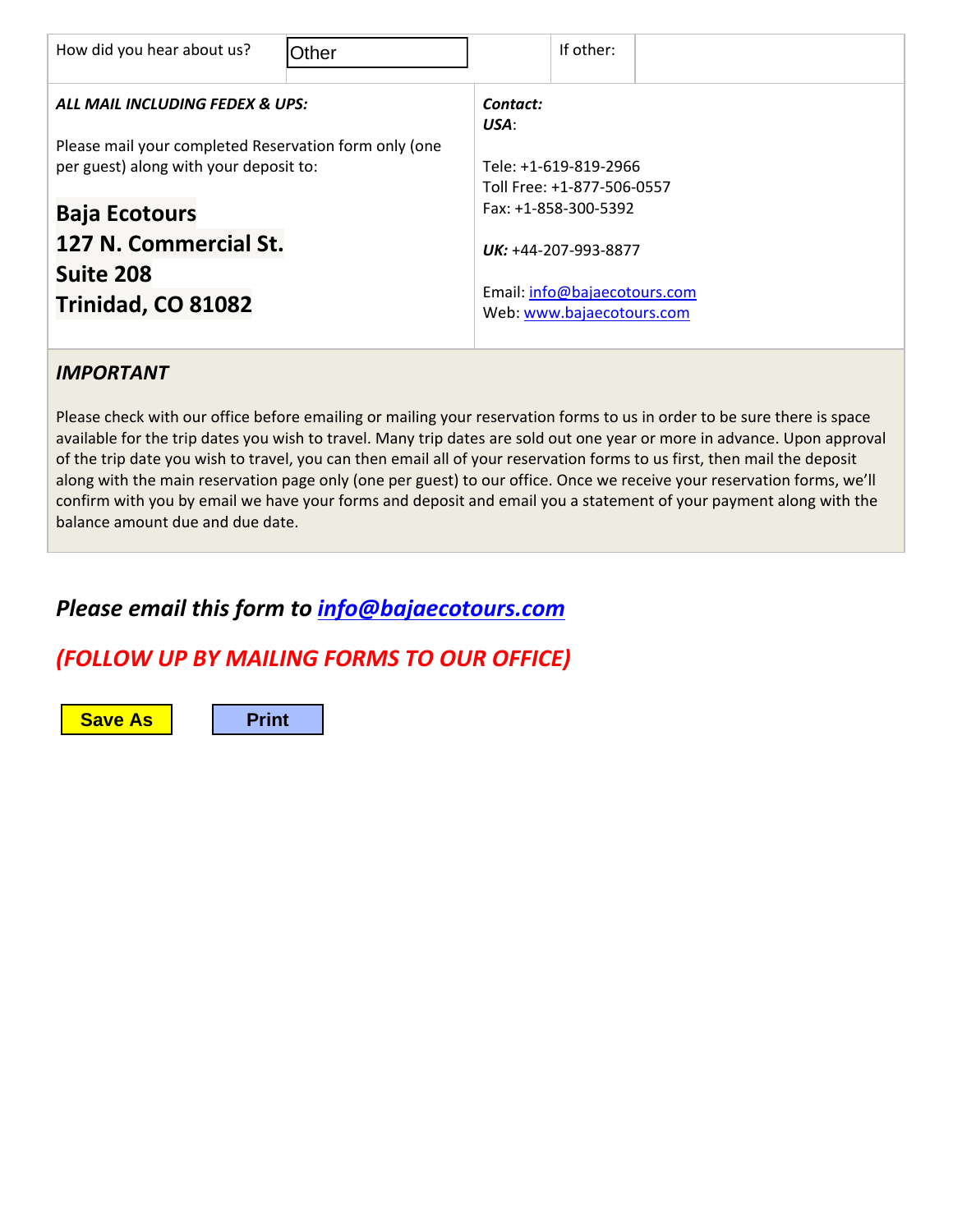| How did you hear about us? | Other | If other: | |
|---|---|---|---|

***ALL MAIL INCLUDING FEDEX & UPS:***

Please mail your completed Reservation form only (one per guest) along with your deposit to:

**Baja Ecotours**
**127 N. Commercial St.**
**Suite 208**
**Trinidad, CO 81082**

***Contact:***
***USA***:

Tele: +1-619-819-2966
Toll Free: +1-877-506-0557
Fax: +1-858-300-5392

***UK:*** +44-207-993-8877

Email: info@bajaecotours.com
Web: www.bajaecotours.com

### *IMPORTANT*

Please check with our office before emailing or mailing your reservation forms to us in order to be sure there is space available for the trip dates you wish to travel. Many trip dates are sold out one year or more in advance. Upon approval of the trip date you wish to travel, you can then email all of your reservation forms to us first, then mail the deposit along with the main reservation page only (one per guest) to our office. Once we receive your reservation forms, we'll confirm with you by email we have your forms and deposit and email you a statement of your payment along with the balance amount due and due date.

***Please email this form to info@bajaecotours.com***

***(FOLLOW UP BY MAILING FORMS TO OUR OFFICE)***

Save As    Print